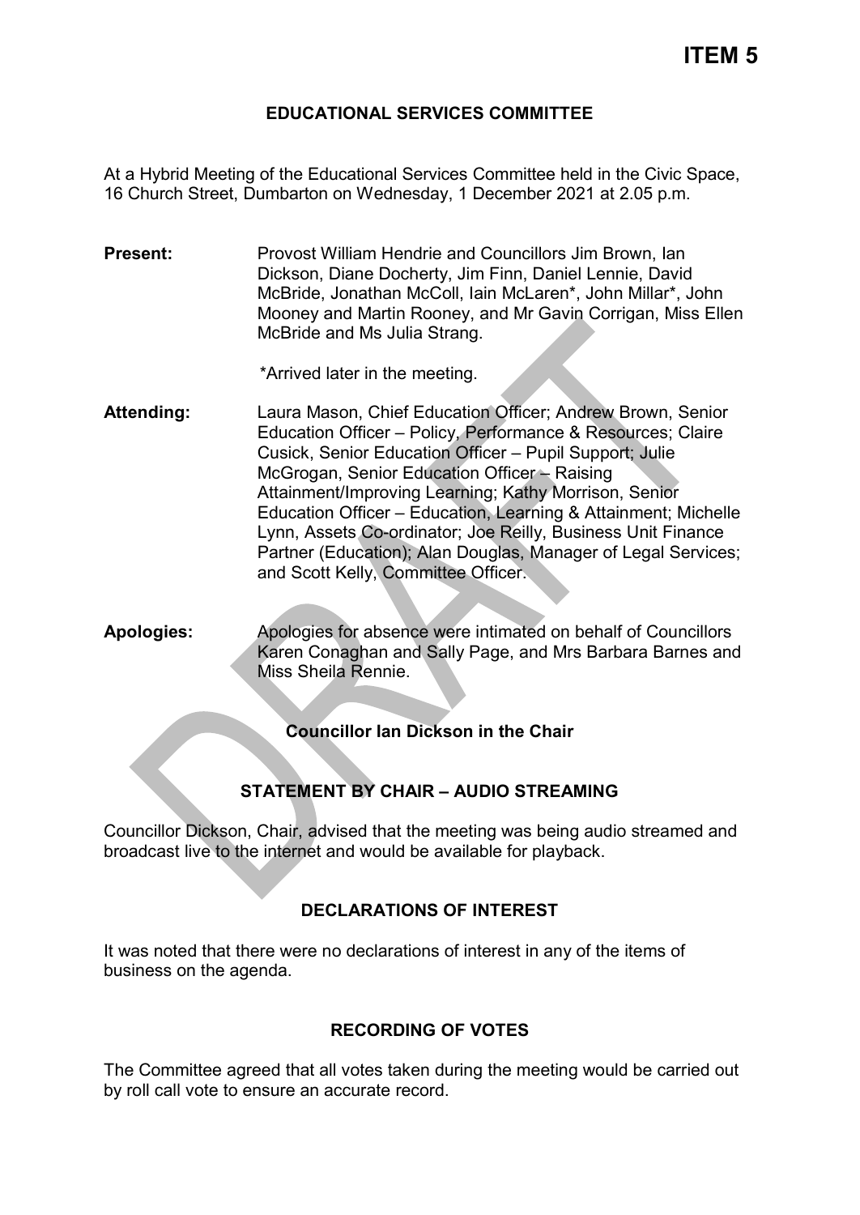**ITEM 5**

# EDUCATIONAL SERVICES COMMITTEE

At a Hybrid Meeting of the Educational Services Committee held in the Civic Space, 16 Church Street, Dumbarton on Wednesday, 1 December 2021 at 2.05 p.m.

**Present:** Provost William Hendrie and Councillors Jim Brown, Ian Dickson, Diane Docherty, Jim Finn, Daniel Lennie, David McBride, Jonathan McColl, Iain McLaren*, John Millar*, John Mooney and Martin Rooney, and Mr Gavin Corrigan, Miss Ellen McBride and Ms Julia Strang.

*Arrived later in the meeting.

**Attending:** Laura Mason, Chief Education Officer; Andrew Brown, Senior Education Officer – Policy, Performance & Resources; Claire Cusick, Senior Education Officer – Pupil Support; Julie McGrogan, Senior Education Officer – Raising Attainment/Improving Learning; Kathy Morrison, Senior Education Officer – Education, Learning & Attainment; Michelle Lynn, Assets Co-ordinator; Joe Reilly, Business Unit Finance Partner (Education); Alan Douglas, Manager of Legal Services; and Scott Kelly, Committee Officer.

**Apologies:** Apologies for absence were intimated on behalf of Councillors Karen Conaghan and Sally Page, and Mrs Barbara Barnes and Miss Sheila Rennie.

**Councillor Ian Dickson in the Chair**

## STATEMENT BY CHAIR – AUDIO STREAMING

Councillor Dickson, Chair, advised that the meeting was being audio streamed and broadcast live to the internet and would be available for playback.

## DECLARATIONS OF INTEREST

It was noted that there were no declarations of interest in any of the items of business on the agenda.

## RECORDING OF VOTES

The Committee agreed that all votes taken during the meeting would be carried out by roll call vote to ensure an accurate record.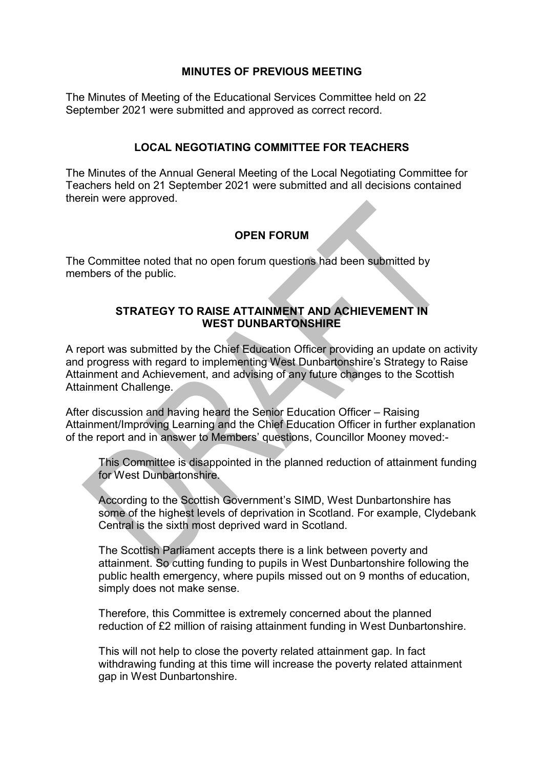## MINUTES OF PREVIOUS MEETING

The Minutes of Meeting of the Educational Services Committee held on 22 September 2021 were submitted and approved as correct record.

## LOCAL NEGOTIATING COMMITTEE FOR TEACHERS

The Minutes of the Annual General Meeting of the Local Negotiating Committee for Teachers held on 21 September 2021 were submitted and all decisions contained therein were approved.

## OPEN FORUM

The Committee noted that no open forum questions had been submitted by members of the public.

## STRATEGY TO RAISE ATTAINMENT AND ACHIEVEMENT IN WEST DUNBARTONSHIRE

A report was submitted by the Chief Education Officer providing an update on activity and progress with regard to implementing West Dunbartonshire's Strategy to Raise Attainment and Achievement, and advising of any future changes to the Scottish Attainment Challenge.

After discussion and having heard the Senior Education Officer – Raising Attainment/Improving Learning and the Chief Education Officer in further explanation of the report and in answer to Members' questions, Councillor Mooney moved:-

> This Committee is disappointed in the planned reduction of attainment funding for West Dunbartonshire.
>
> According to the Scottish Government's SIMD, West Dunbartonshire has some of the highest levels of deprivation in Scotland. For example, Clydebank Central is the sixth most deprived ward in Scotland.
>
> The Scottish Parliament accepts there is a link between poverty and attainment. So cutting funding to pupils in West Dunbartonshire following the public health emergency, where pupils missed out on 9 months of education, simply does not make sense.
>
> Therefore, this Committee is extremely concerned about the planned reduction of £2 million of raising attainment funding in West Dunbartonshire.
>
> This will not help to close the poverty related attainment gap. In fact withdrawing funding at this time will increase the poverty related attainment gap in West Dunbartonshire.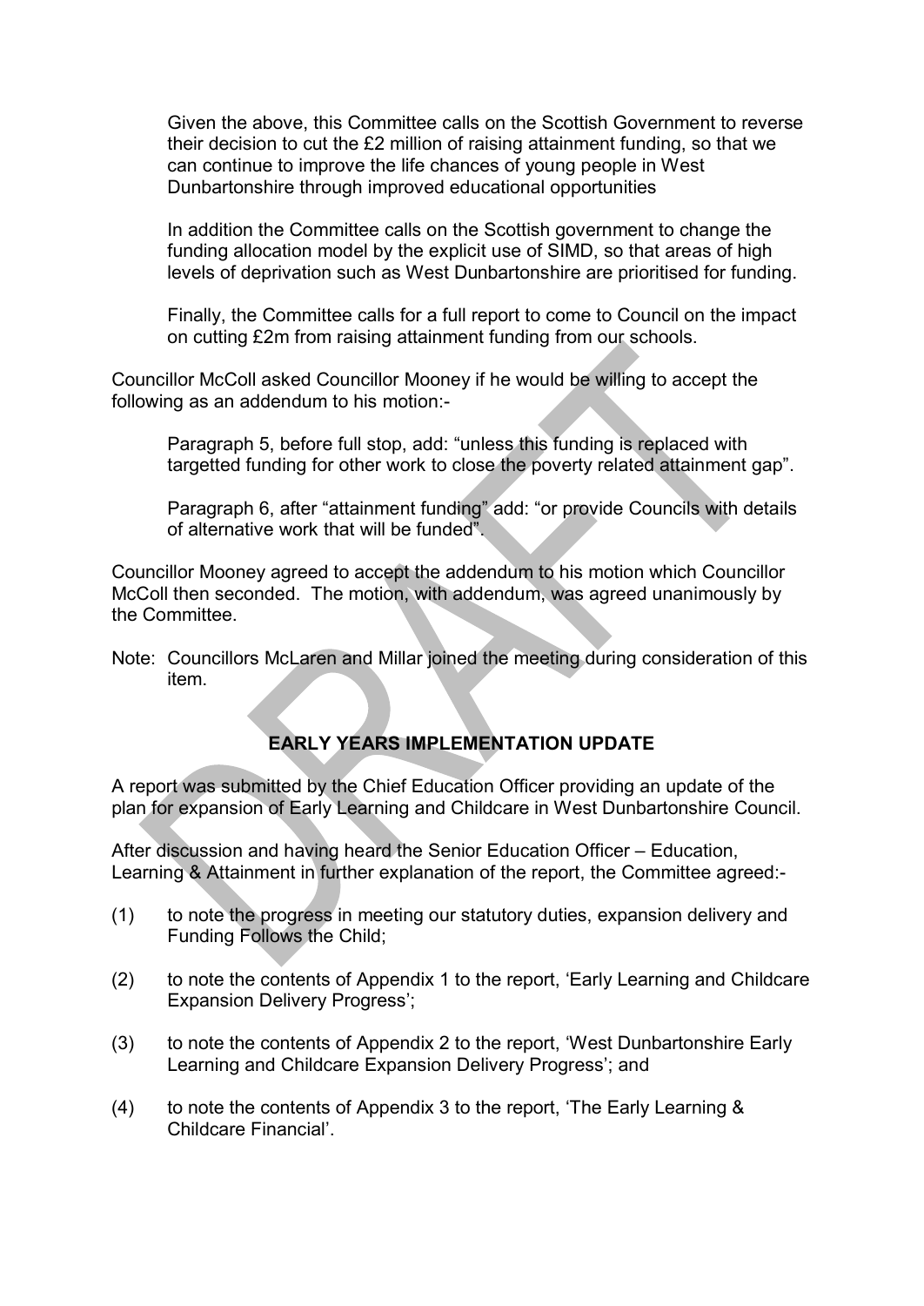Given the above, this Committee calls on the Scottish Government to reverse their decision to cut the £2 million of raising attainment funding, so that we can continue to improve the life chances of young people in West Dunbartonshire through improved educational opportunities

In addition the Committee calls on the Scottish government to change the funding allocation model by the explicit use of SIMD, so that areas of high levels of deprivation such as West Dunbartonshire are prioritised for funding.

Finally, the Committee calls for a full report to come to Council on the impact on cutting £2m from raising attainment funding from our schools.

Councillor McColl asked Councillor Mooney if he would be willing to accept the following as an addendum to his motion:-

> Paragraph 5, before full stop, add: "unless this funding is replaced with targetted funding for other work to close the poverty related attainment gap".
>
> Paragraph 6, after "attainment funding" add: "or provide Councils with details of alternative work that will be funded".

Councillor Mooney agreed to accept the addendum to his motion which Councillor McColl then seconded. The motion, with addendum, was agreed unanimously by the Committee.

Note: Councillors McLaren and Millar joined the meeting during consideration of this item.

## EARLY YEARS IMPLEMENTATION UPDATE

A report was submitted by the Chief Education Officer providing an update of the plan for expansion of Early Learning and Childcare in West Dunbartonshire Council.

After discussion and having heard the Senior Education Officer – Education, Learning & Attainment in further explanation of the report, the Committee agreed:-

(1) to note the progress in meeting our statutory duties, expansion delivery and Funding Follows the Child;

(2) to note the contents of Appendix 1 to the report, 'Early Learning and Childcare Expansion Delivery Progress';

(3) to note the contents of Appendix 2 to the report, 'West Dunbartonshire Early Learning and Childcare Expansion Delivery Progress'; and

(4) to note the contents of Appendix 3 to the report, 'The Early Learning & Childcare Financial'.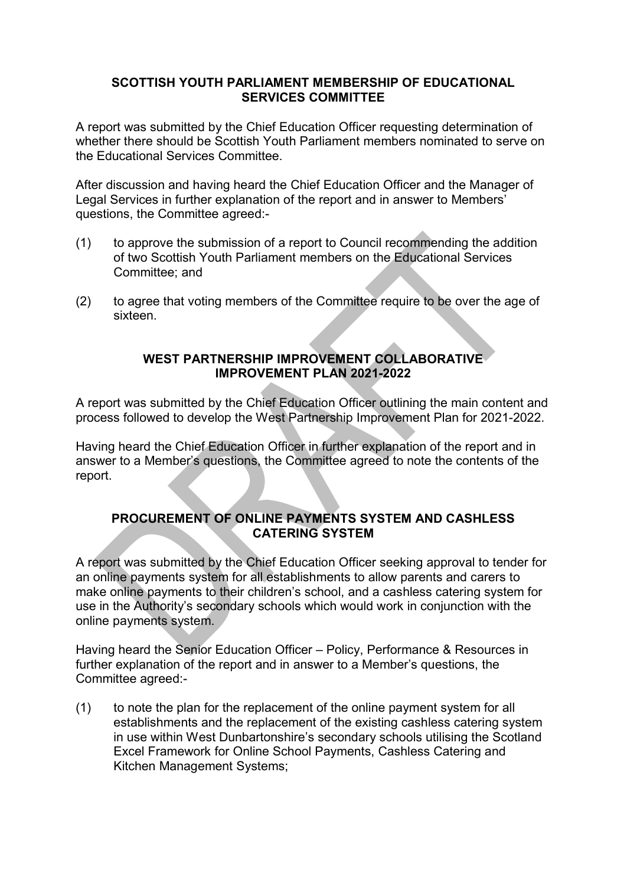## SCOTTISH YOUTH PARLIAMENT MEMBERSHIP OF EDUCATIONAL SERVICES COMMITTEE

A report was submitted by the Chief Education Officer requesting determination of whether there should be Scottish Youth Parliament members nominated to serve on the Educational Services Committee.

After discussion and having heard the Chief Education Officer and the Manager of Legal Services in further explanation of the report and in answer to Members' questions, the Committee agreed:-

(1) to approve the submission of a report to Council recommending the addition of two Scottish Youth Parliament members on the Educational Services Committee; and

(2) to agree that voting members of the Committee require to be over the age of sixteen.

## WEST PARTNERSHIP IMPROVEMENT COLLABORATIVE IMPROVEMENT PLAN 2021-2022

A report was submitted by the Chief Education Officer outlining the main content and process followed to develop the West Partnership Improvement Plan for 2021-2022.

Having heard the Chief Education Officer in further explanation of the report and in answer to a Member's questions, the Committee agreed to note the contents of the report.

## PROCUREMENT OF ONLINE PAYMENTS SYSTEM AND CASHLESS CATERING SYSTEM

A report was submitted by the Chief Education Officer seeking approval to tender for an online payments system for all establishments to allow parents and carers to make online payments to their children's school, and a cashless catering system for use in the Authority's secondary schools which would work in conjunction with the online payments system.

Having heard the Senior Education Officer – Policy, Performance & Resources in further explanation of the report and in answer to a Member's questions, the Committee agreed:-

(1) to note the plan for the replacement of the online payment system for all establishments and the replacement of the existing cashless catering system in use within West Dunbartonshire's secondary schools utilising the Scotland Excel Framework for Online School Payments, Cashless Catering and Kitchen Management Systems;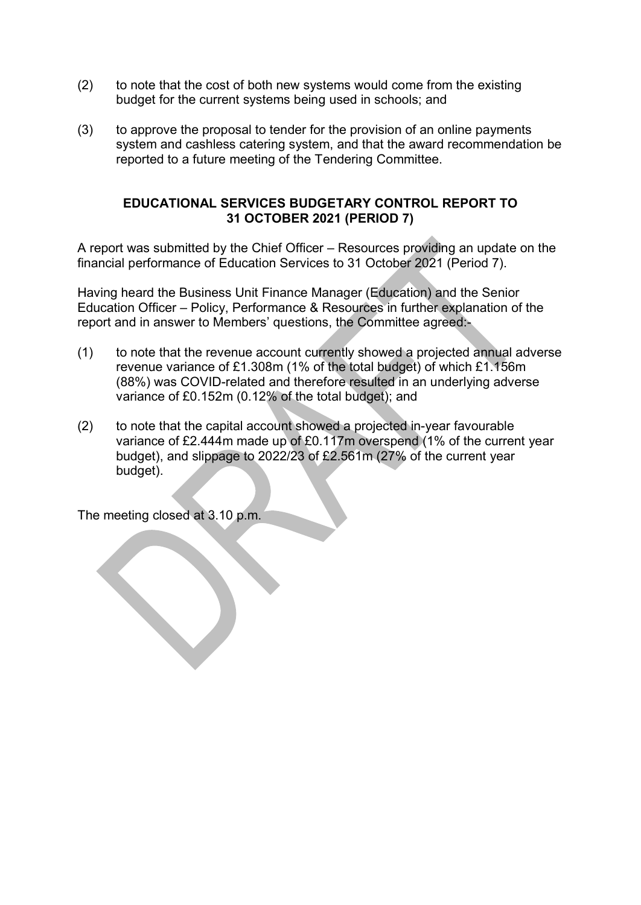(2) to note that the cost of both new systems would come from the existing budget for the current systems being used in schools; and

(3) to approve the proposal to tender for the provision of an online payments system and cashless catering system, and that the award recommendation be reported to a future meeting of the Tendering Committee.

## EDUCATIONAL SERVICES BUDGETARY CONTROL REPORT TO 31 OCTOBER 2021 (PERIOD 7)

A report was submitted by the Chief Officer – Resources providing an update on the financial performance of Education Services to 31 October 2021 (Period 7).

Having heard the Business Unit Finance Manager (Education) and the Senior Education Officer – Policy, Performance & Resources in further explanation of the report and in answer to Members' questions, the Committee agreed:-

(1) to note that the revenue account currently showed a projected annual adverse revenue variance of £1.308m (1% of the total budget) of which £1.156m (88%) was COVID-related and therefore resulted in an underlying adverse variance of £0.152m (0.12% of the total budget); and

(2) to note that the capital account showed a projected in-year favourable variance of £2.444m made up of £0.117m overspend (1% of the current year budget), and slippage to 2022/23 of £2.561m (27% of the current year budget).

The meeting closed at 3.10 p.m.